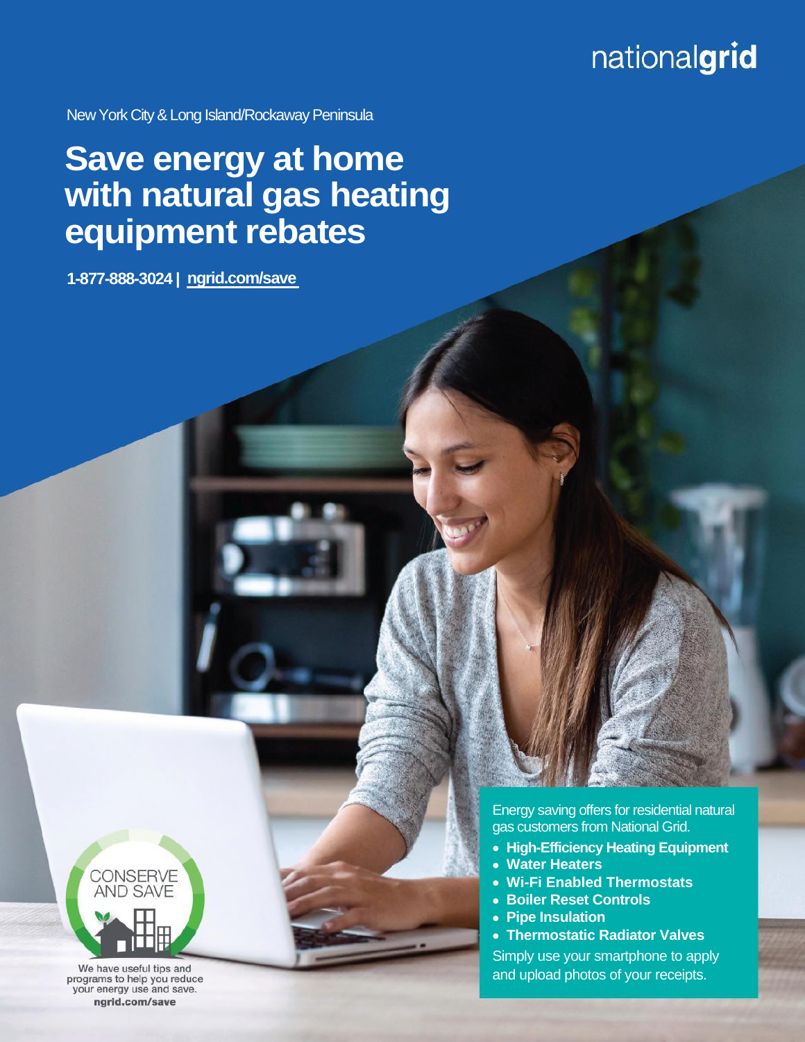nationalgrid

New York City & Long Island/Rockaway Peninsula

# Save energy at home with natural gas heating equipment rebates

**1-877-888-3024 | ngrid.com/save**

Energy saving offers for residential natural gas customers from National Grid.

- **High-Efficiency Heating Equipment**
- **Water Heaters**
- **Wi-Fi Enabled Thermostats**
- **Boiler Reset Controls**
- **Pipe Insulation**
- **Thermostatic Radiator Valves**

Simply use your smartphone to apply and upload photos of your receipts.

CONSERVE AND SAVE

We have useful tips and programs to help you reduce your energy use and save.
**ngrid.com/save**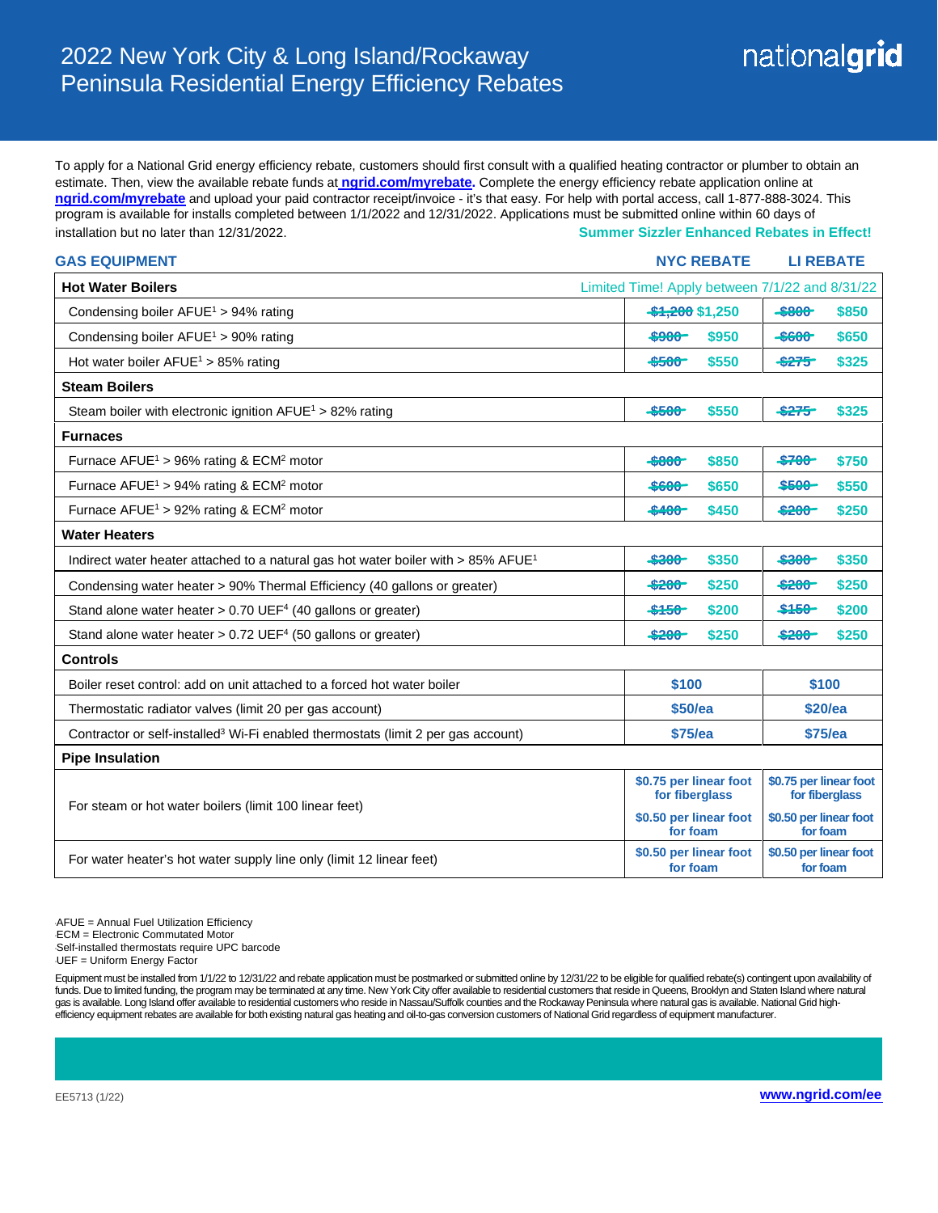# 2022 New York City & Long Island/Rockaway Peninsula Residential Energy Efficiency Rebates

nationalgrid

To apply for a National Grid energy efficiency rebate, customers should first consult with a qualified heating contractor or plumber to obtain an estimate. Then, view the available rebate funds at **ngrid.com/myrebate.** Complete the energy efficiency rebate application online at **ngrid.com/myrebate** and upload your paid contractor receipt/invoice - it's that easy. For help with portal access, call 1-877-888-3024. This program is available for installs completed between 1/1/2022 and 12/31/2022. Applications must be submitted online within 60 days of installation but no later than 12/31/2022.

**Summer Sizzler Enhanced Rebates in Effect!**

| GAS EQUIPMENT | NYC REBATE | LI REBATE |
|---|---|---|
| **Hot Water Boilers** — Limited Time! Apply between 7/1/22 and 8/31/22 | | |
| Condensing boiler AFUE[1] > 94% rating | ~~$1,200~~ $1,250 | ~~$800~~ $850 |
| Condensing boiler AFUE[1] > 90% rating | ~~$900~~ $950 | ~~$600~~ $650 |
| Hot water boiler AFUE[1] > 85% rating | ~~$500~~ $550 | ~~$275~~ $325 |
| **Steam Boilers** | | |
| Steam boiler with electronic ignition AFUE[1] > 82% rating | ~~$500~~ $550 | ~~$275~~ $325 |
| **Furnaces** | | |
| Furnace AFUE[1] > 96% rating & ECM[2] motor | ~~$800~~ $850 | ~~$700~~ $750 |
| Furnace AFUE[1] > 94% rating & ECM[2] motor | ~~$600~~ $650 | ~~$500~~ $550 |
| Furnace AFUE[1] > 92% rating & ECM[2] motor | ~~$400~~ $450 | ~~$200~~ $250 |
| **Water Heaters** | | |
| Indirect water heater attached to a natural gas hot water boiler with > 85% AFUE[1] | ~~$300~~ $350 | ~~$300~~ $350 |
| Condensing water heater > 90% Thermal Efficiency (40 gallons or greater) | ~~$200~~ $250 | ~~$200~~ $250 |
| Stand alone water heater > 0.70 UEF[4] (40 gallons or greater) | ~~$150~~ $200 | ~~$150~~ $200 |
| Stand alone water heater > 0.72 UEF[4] (50 gallons or greater) | ~~$200~~ $250 | ~~$200~~ $250 |
| **Controls** | | |
| Boiler reset control: add on unit attached to a forced hot water boiler | $100 | $100 |
| Thermostatic radiator valves (limit 20 per gas account) | $50/ea | $20/ea |
| Contractor or self-installed[3] Wi-Fi enabled thermostats (limit 2 per gas account) | $75/ea | $75/ea |
| **Pipe Insulation** | | |
| For steam or hot water boilers (limit 100 linear feet) | $0.75 per linear foot for fiberglass; $0.50 per linear foot for foam | $0.75 per linear foot for fiberglass; $0.50 per linear foot for foam |
| For water heater's hot water supply line only (limit 12 linear feet) | $0.50 per linear foot for foam | $0.50 per linear foot for foam |

[1] AFUE = Annual Fuel Utilization Efficiency
[2] ECM = Electronic Commutated Motor
[3] Self-installed thermostats require UPC barcode
[4] UEF = Uniform Energy Factor

Equipment must be installed from 1/1/22 to 12/31/22 and rebate application must be postmarked or submitted online by 12/31/22 to be eligible for qualified rebate(s) contingent upon availability of funds. Due to limited funding, the program may be terminated at any time. New York City offer available to residential customers that reside in Queens, Brooklyn and Staten Island where natural gas is available. Long Island offer available to residential customers who reside in Nassau/Suffolk counties and the Rockaway Peninsula where natural gas is available. National Grid high-efficiency equipment rebates are available for both existing natural gas heating and oil-to-gas conversion customers of National Grid regardless of equipment manufacturer.

EE5713 (1/22)

**www.ngrid.com/ee**